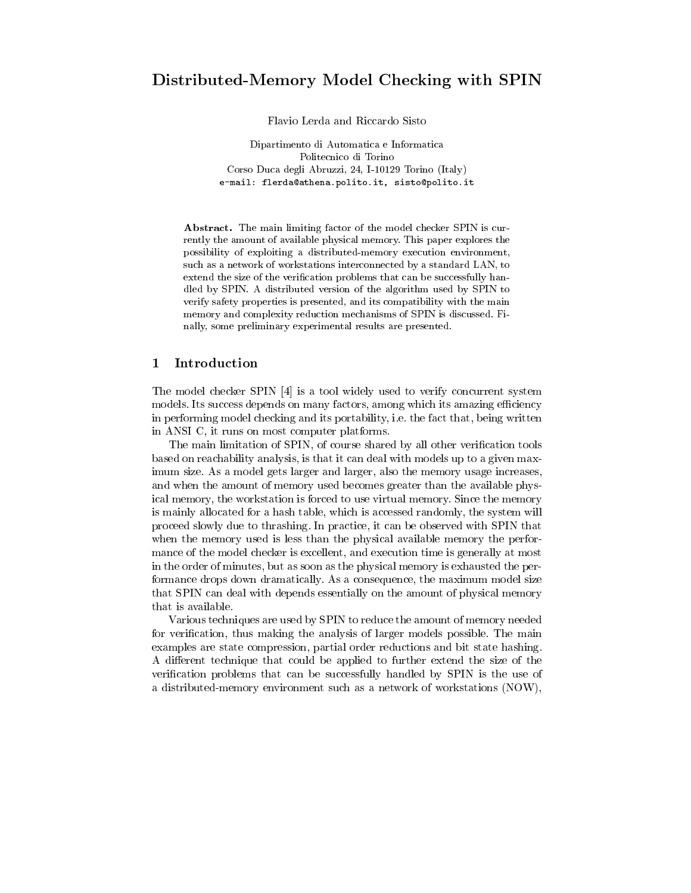# Distributed-Memory Model Checking with SPIN

Flavio Lerda and Riccardo Sisto

Dipartimento di Automatica e Informatica
Politecnico di Torino
Corso Duca degli Abruzzi, 24, I-10129 Torino (Italy)
e-mail: flerda@athena.polito.it, sisto@polito.it

**Abstract.** The main limiting factor of the model checker SPIN is currently the amount of available physical memory. This paper explores the possibility of exploiting a distributed-memory execution environment, such as a network of workstations interconnected by a standard LAN, to extend the size of the verification problems that can be successfully handled by SPIN. A distributed version of the algorithm used by SPIN to verify safety properties is presented, and its compatibility with the main memory and complexity reduction mechanisms of SPIN is discussed. Finally, some preliminary experimental results are presented.

## 1 Introduction

The model checker SPIN [4] is a tool widely used to verify concurrent system models. Its success depends on many factors, among which its amazing efficiency in performing model checking and its portability, i.e. the fact that, being written in ANSI C, it runs on most computer platforms.

The main limitation of SPIN, of course shared by all other verification tools based on reachability analysis, is that it can deal with models up to a given maximum size. As a model gets larger and larger, also the memory usage increases, and when the amount of memory used becomes greater than the available physical memory, the workstation is forced to use virtual memory. Since the memory is mainly allocated for a hash table, which is accessed randomly, the system will proceed slowly due to thrashing. In practice, it can be observed with SPIN that when the memory used is less than the physical available memory the performance of the model checker is excellent, and execution time is generally at most in the order of minutes, but as soon as the physical memory is exhausted the performance drops down dramatically. As a consequence, the maximum model size that SPIN can deal with depends essentially on the amount of physical memory that is available.

Various techniques are used by SPIN to reduce the amount of memory needed for verification, thus making the analysis of larger models possible. The main examples are state compression, partial order reductions and bit state hashing. A different technique that could be applied to further extend the size of the verification problems that can be successfully handled by SPIN is the use of a distributed-memory environment such as a network of workstations (NOW),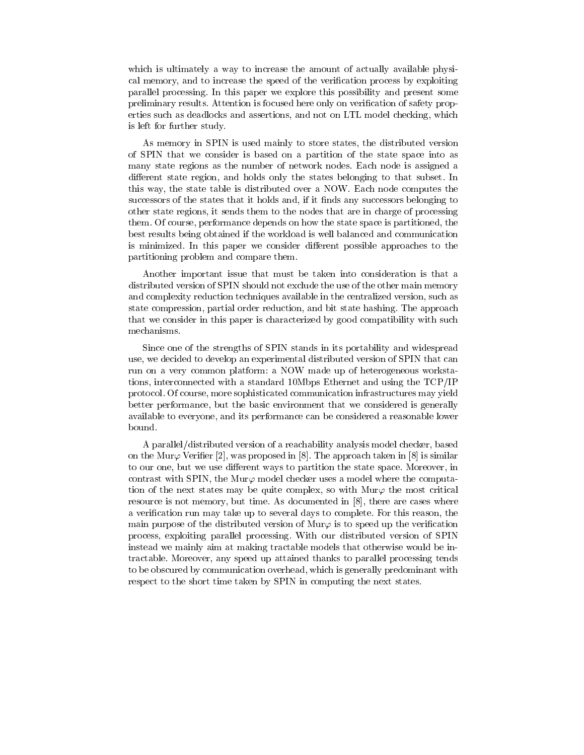which is ultimately a way to increase the amount of actually available physical memory, and to increase the speed of the verification process by exploiting parallel processing. In this paper we explore this possibility and present some preliminary results. Attention is focused here only on verification of safety properties such as deadlocks and assertions, and not on LTL model checking, which is left for further study.

As memory in SPIN is used mainly to store states, the distributed version of SPIN that we consider is based on a partition of the state space into as many state regions as the number of network nodes. Each node is assigned a different state region, and holds only the states belonging to that subset. In this way, the state table is distributed over a NOW. Each node computes the successors of the states that it holds and, if it finds any successors belonging to other state regions, it sends them to the nodes that are in charge of processing them. Of course, performance depends on how the state space is partitioned, the best results being obtained if the workload is well balanced and communication is minimized. In this paper we consider different possible approaches to the partitioning problem and compare them.

Another important issue that must be taken into consideration is that a distributed version of SPIN should not exclude the use of the other main memory and complexity reduction techniques available in the centralized version, such as state compression, partial order reduction, and bit state hashing. The approach that we consider in this paper is characterized by good compatibility with such mechanisms.

Since one of the strengths of SPIN stands in its portability and widespread use, we decided to develop an experimental distributed version of SPIN that can run on a very common platform: a NOW made up of heterogeneous workstations, interconnected with a standard 10Mbps Ethernet and using the TCP/IP protocol. Of course, more sophisticated communication infrastructures may yield better performance, but the basic environment that we considered is generally available to everyone, and its performance can be considered a reasonable lower bound.

A parallel/distributed version of a reachability analysis model checker, based on the Mur$\varphi$ Verifier [2], was proposed in [8]. The approach taken in [8] is similar to our one, but we use different ways to partition the state space. Moreover, in contrast with SPIN, the Mur$\varphi$ model checker uses a model where the computation of the next states may be quite complex, so with Mur$\varphi$ the most critical resource is not memory, but time. As documented in [8], there are cases where a verification run may take up to several days to complete. For this reason, the main purpose of the distributed version of Mur$\varphi$ is to speed up the verification process, exploiting parallel processing. With our distributed version of SPIN instead we mainly aim at making tractable models that otherwise would be intractable. Moreover, any speed up attained thanks to parallel processing tends to be obscured by communication overhead, which is generally predominant with respect to the short time taken by SPIN in computing the next states.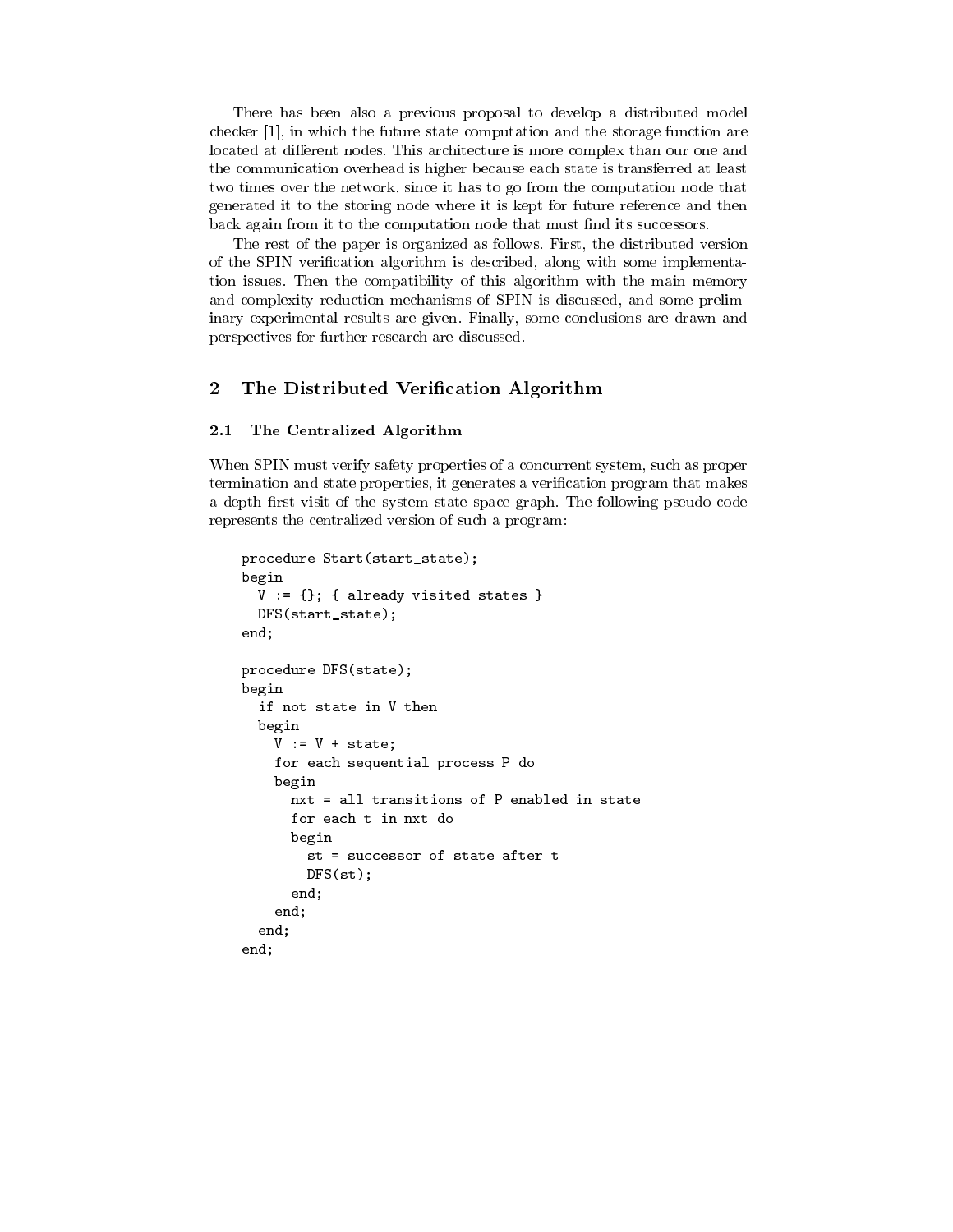There has been also a previous proposal to develop a distributed model checker [1], in which the future state computation and the storage function are located at different nodes. This architecture is more complex than our one and the communication overhead is higher because each state is transferred at least two times over the network, since it has to go from the computation node that generated it to the storing node where it is kept for future reference and then back again from it to the computation node that must find its successors.

The rest of the paper is organized as follows. First, the distributed version of the SPIN verification algorithm is described, along with some implementation issues. Then the compatibility of this algorithm with the main memory and complexity reduction mechanisms of SPIN is discussed, and some preliminary experimental results are given. Finally, some conclusions are drawn and perspectives for further research are discussed.

## 2 The Distributed Verification Algorithm

### 2.1 The Centralized Algorithm

When SPIN must verify safety properties of a concurrent system, such as proper termination and state properties, it generates a verification program that makes a depth first visit of the system state space graph. The following pseudo code represents the centralized version of such a program:

```
procedure Start(start_state);
begin
  V := {}; { already visited states }
  DFS(start_state);
end;

procedure DFS(state);
begin
  if not state in V then
  begin
    V := V + state;
    for each sequential process P do
    begin
      nxt = all transitions of P enabled in state
      for each t in nxt do
      begin
        st = successor of state after t
        DFS(st);
      end;
    end;
  end;
end;
```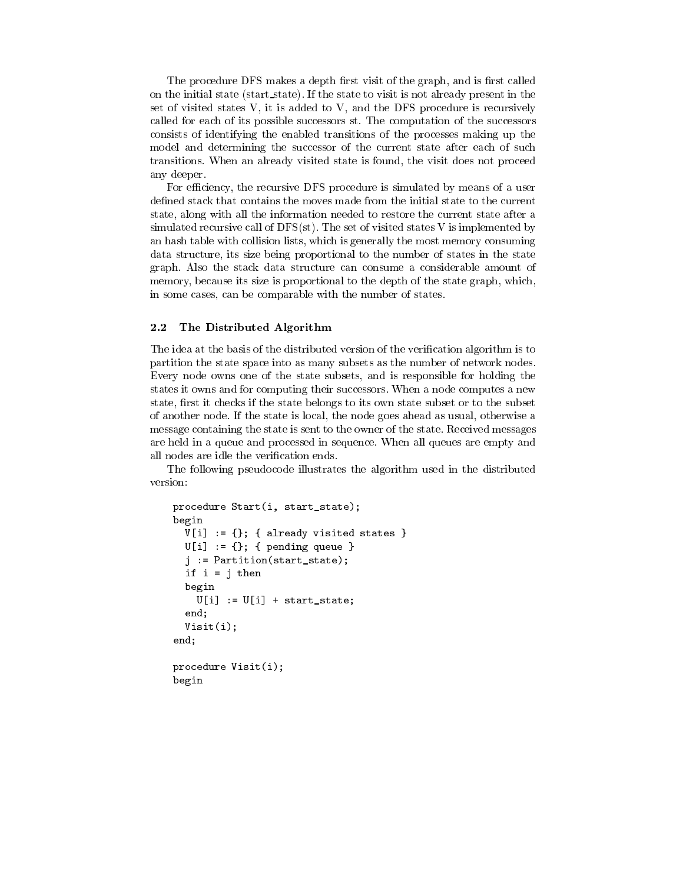The procedure DFS makes a depth first visit of the graph, and is first called on the initial state (start_state). If the state to visit is not already present in the set of visited states V, it is added to V, and the DFS procedure is recursively called for each of its possible successors st. The computation of the successors consists of identifying the enabled transitions of the processes making up the model and determining the successor of the current state after each of such transitions. When an already visited state is found, the visit does not proceed any deeper.

For efficiency, the recursive DFS procedure is simulated by means of a user defined stack that contains the moves made from the initial state to the current state, along with all the information needed to restore the current state after a simulated recursive call of DFS(st). The set of visited states V is implemented by an hash table with collision lists, which is generally the most memory consuming data structure, its size being proportional to the number of states in the state graph. Also the stack data structure can consume a considerable amount of memory, because its size is proportional to the depth of the state graph, which, in some cases, can be comparable with the number of states.

### 2.2 The Distributed Algorithm

The idea at the basis of the distributed version of the verification algorithm is to partition the state space into as many subsets as the number of network nodes. Every node owns one of the state subsets, and is responsible for holding the states it owns and for computing their successors. When a node computes a new state, first it checks if the state belongs to its own state subset or to the subset of another node. If the state is local, the node goes ahead as usual, otherwise a message containing the state is sent to the owner of the state. Received messages are held in a queue and processed in sequence. When all queues are empty and all nodes are idle the verification ends.

The following pseudocode illustrates the algorithm used in the distributed version:

```
procedure Start(i, start_state);
begin
  V[i] := {}; { already visited states }
  U[i] := {}; { pending queue }
  j := Partition(start_state);
  if i = j then
  begin
    U[i] := U[i] + start_state;
  end;
  Visit(i);
end;

procedure Visit(i);
begin
```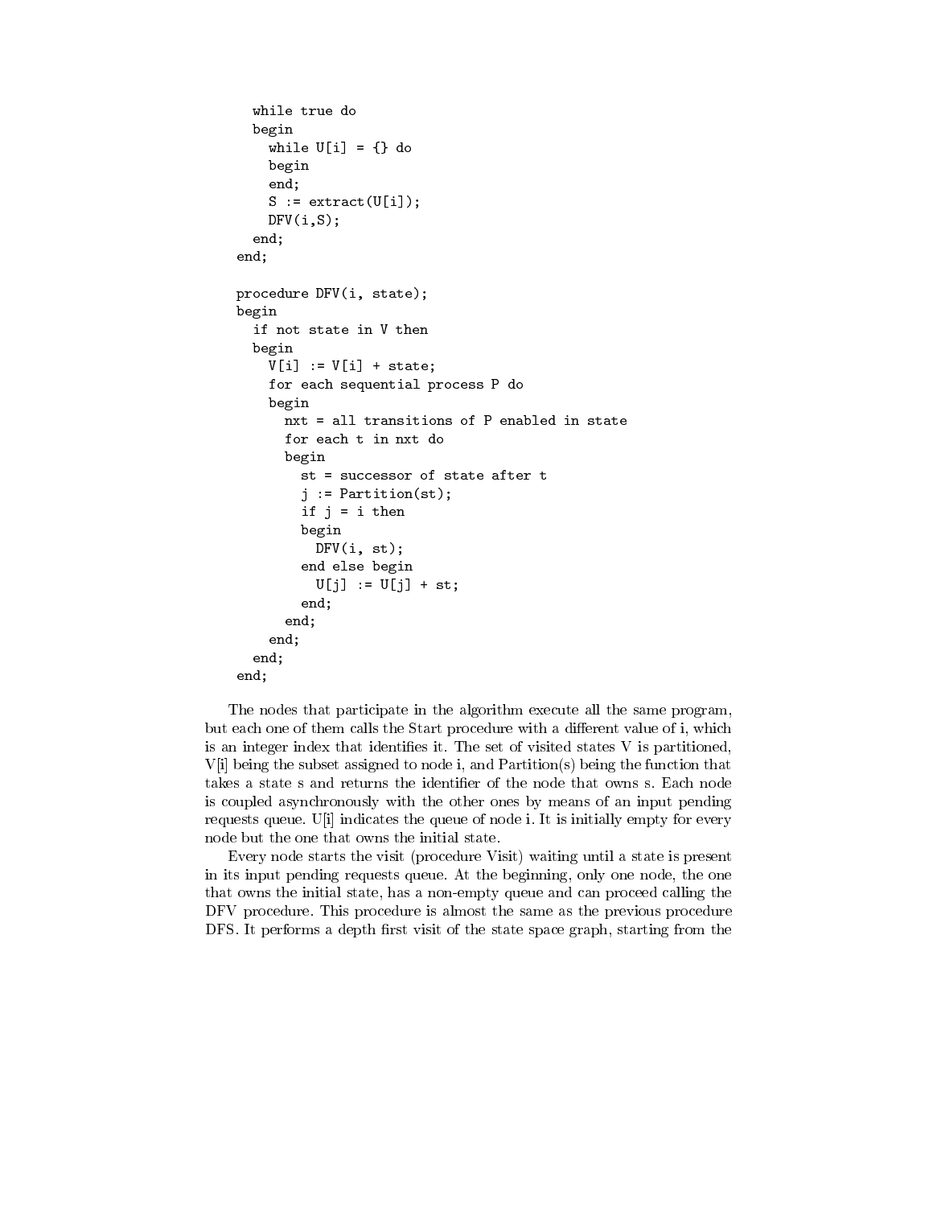```
  while true do
  begin
    while U[i] = {} do
    begin
    end;
    S := extract(U[i]);
    DFV(i,S);
  end;
end;

procedure DFV(i, state);
begin
  if not state in V then
  begin
    V[i] := V[i] + state;
    for each sequential process P do
    begin
      nxt = all transitions of P enabled in state
      for each t in nxt do
      begin
        st = successor of state after t
        j := Partition(st);
        if j = i then
        begin
          DFV(i, st);
        end else begin
          U[j] := U[j] + st;
        end;
      end;
    end;
  end;
end;
```

The nodes that participate in the algorithm execute all the same program, but each one of them calls the Start procedure with a different value of i, which is an integer index that identifies it. The set of visited states V is partitioned, V[i] being the subset assigned to node i, and Partition(s) being the function that takes a state s and returns the identifier of the node that owns s. Each node is coupled asynchronously with the other ones by means of an input pending requests queue. U[i] indicates the queue of node i. It is initially empty for every node but the one that owns the initial state.

Every node starts the visit (procedure Visit) waiting until a state is present in its input pending requests queue. At the beginning, only one node, the one that owns the initial state, has a non-empty queue and can proceed calling the DFV procedure. This procedure is almost the same as the previous procedure DFS. It performs a depth first visit of the state space graph, starting from the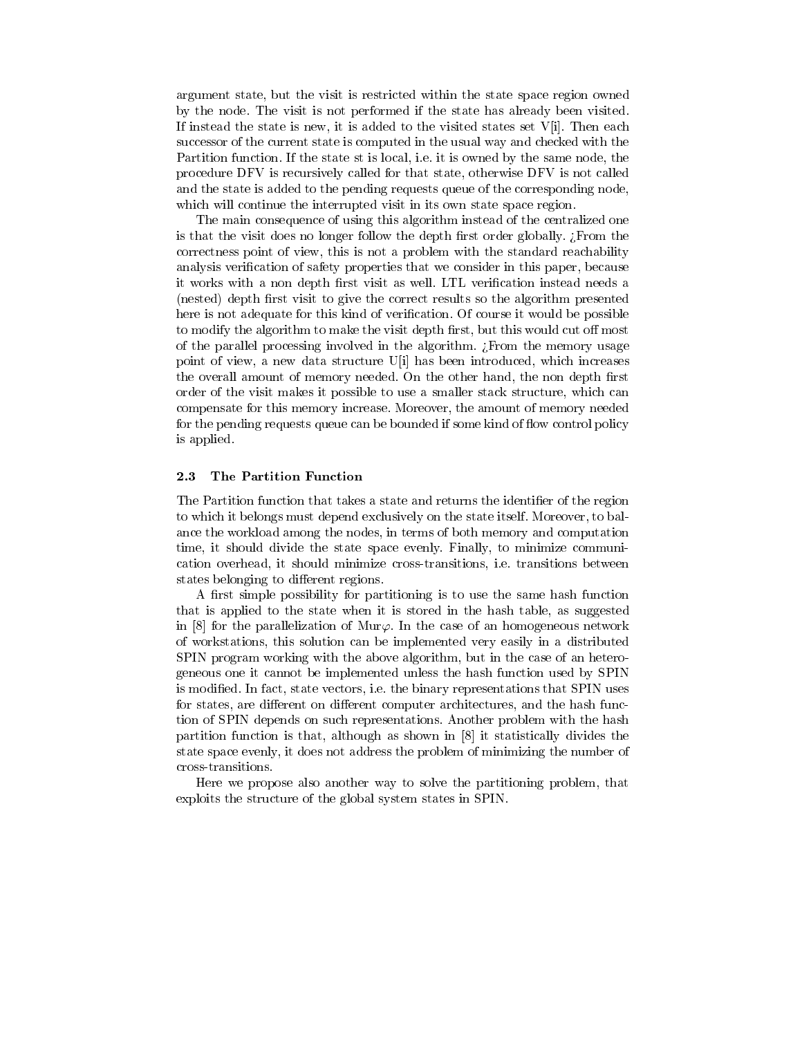argument state, but the visit is restricted within the state space region owned by the node. The visit is not performed if the state has already been visited. If instead the state is new, it is added to the visited states set V[i]. Then each successor of the current state is computed in the usual way and checked with the Partition function. If the state st is local, i.e. it is owned by the same node, the procedure DFV is recursively called for that state, otherwise DFV is not called and the state is added to the pending requests queue of the corresponding node, which will continue the interrupted visit in its own state space region.

The main consequence of using this algorithm instead of the centralized one is that the visit does no longer follow the depth first order globally. ¿From the correctness point of view, this is not a problem with the standard reachability analysis verification of safety properties that we consider in this paper, because it works with a non depth first visit as well. LTL verification instead needs a (nested) depth first visit to give the correct results so the algorithm presented here is not adequate for this kind of verification. Of course it would be possible to modify the algorithm to make the visit depth first, but this would cut off most of the parallel processing involved in the algorithm. ¿From the memory usage point of view, a new data structure U[i] has been introduced, which increases the overall amount of memory needed. On the other hand, the non depth first order of the visit makes it possible to use a smaller stack structure, which can compensate for this memory increase. Moreover, the amount of memory needed for the pending requests queue can be bounded if some kind of flow control policy is applied.

### 2.3 The Partition Function

The Partition function that takes a state and returns the identifier of the region to which it belongs must depend exclusively on the state itself. Moreover, to balance the workload among the nodes, in terms of both memory and computation time, it should divide the state space evenly. Finally, to minimize communication overhead, it should minimize cross-transitions, i.e. transitions between states belonging to different regions.

A first simple possibility for partitioning is to use the same hash function that is applied to the state when it is stored in the hash table, as suggested in [8] for the parallelization of Mur$\varphi$. In the case of an homogeneous network of workstations, this solution can be implemented very easily in a distributed SPIN program working with the above algorithm, but in the case of an heterogeneous one it cannot be implemented unless the hash function used by SPIN is modified. In fact, state vectors, i.e. the binary representations that SPIN uses for states, are different on different computer architectures, and the hash function of SPIN depends on such representations. Another problem with the hash partition function is that, although as shown in [8] it statistically divides the state space evenly, it does not address the problem of minimizing the number of cross-transitions.

Here we propose also another way to solve the partitioning problem, that exploits the structure of the global system states in SPIN.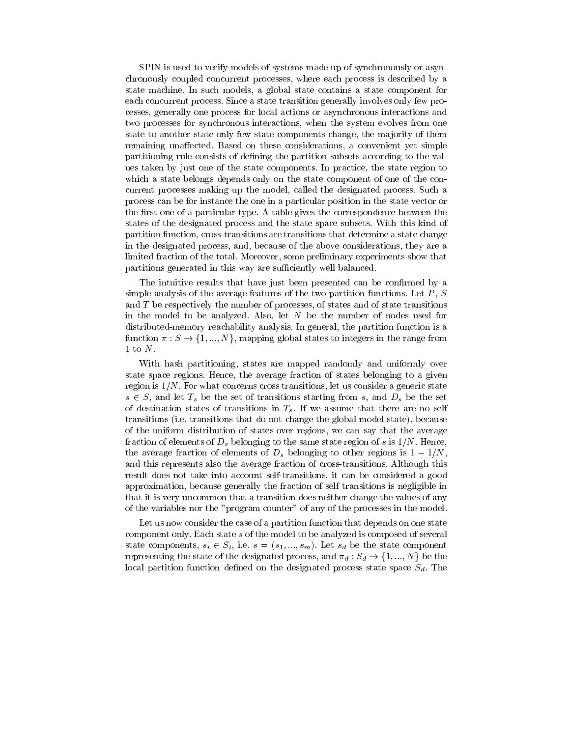SPIN is used to verify models of systems made up of synchronously or asynchronously coupled concurrent processes, where each process is described by a state machine. In such models, a global state contains a state component for each concurrent process. Since a state transition generally involves only few processes, generally one process for local actions or asynchronous interactions and two processes for synchronous interactions, when the system evolves from one state to another state only few state components change, the majority of them remaining unaffected. Based on these considerations, a convenient yet simple partitioning rule consists of defining the partition subsets according to the values taken by just one of the state components. In practice, the state region to which a state belongs depends only on the state component of one of the concurrent processes making up the model, called the designated process. Such a process can be for instance the one in a particular position in the state vector or the first one of a particular type. A table gives the correspondence between the states of the designated process and the state space subsets. With this kind of partition function, cross-transitions are transitions that determine a state change in the designated process, and, because of the above considerations, they are a limited fraction of the total. Moreover, some preliminary experiments show that partitions generated in this way are sufficiently well balanced.

The intuitive results that have just been presented can be confirmed by a simple analysis of the average features of the two partition functions. Let $P$, $S$ and $T$ be respectively the number of processes, of states and of state transitions in the model to be analyzed. Also, let $N$ be the number of nodes used for distributed-memory reachability analysis. In general, the partition function is a function $\pi : S \to \{1, ..., N\}$, mapping global states to integers in the range from 1 to $N$.

With hash partitioning, states are mapped randomly and uniformly over state space regions. Hence, the average fraction of states belonging to a given region is $1/N$. For what concerns cross transitions, let us consider a generic state $s \in S$, and let $T_s$ be the set of transitions starting from $s$, and $D_s$ be the set of destination states of transitions in $T_s$. If we assume that there are no self transitions (i.e. transitions that do not change the global model state), because of the uniform distribution of states over regions, we can say that the average fraction of elements of $D_s$ belonging to the same state region of $s$ is $1/N$. Hence, the average fraction of elements of $D_s$ belonging to other regions is $1 - 1/N$, and this represents also the average fraction of cross-transitions. Although this result does not take into account self-transitions, it can be considered a good approximation, because generally the fraction of self transitions is negligible in that it is very uncommon that a transition does neither change the values of any of the variables nor the "program counter" of any of the processes in the model.

Let us now consider the case of a partition function that depends on one state component only. Each state $s$ of the model to be analyzed is composed of several state components, $s_i \in S_i$, i.e. $s = (s_1, ..., s_m)$. Let $s_d$ be the state component representing the state of the designated process, and $\pi_d : S_d \to \{1, ..., N\}$ be the local partition function defined on the designated process state space $S_d$. The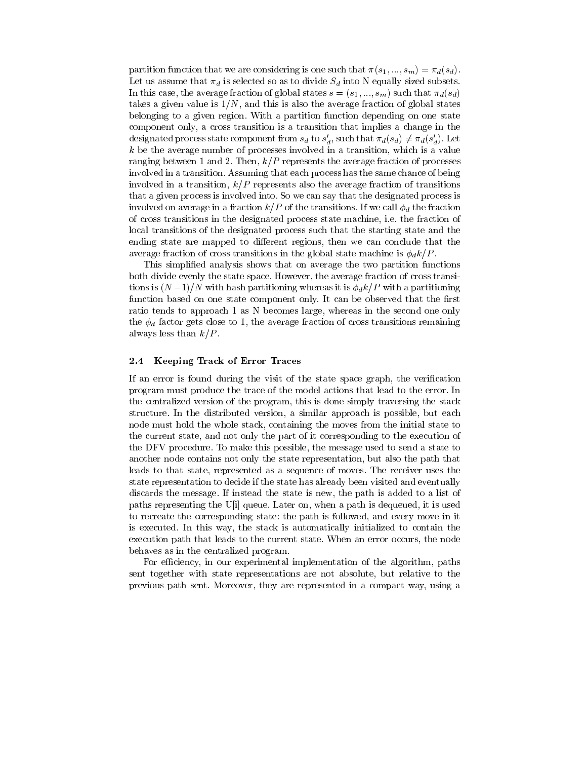partition function that we are considering is one such that $\pi(s_1, ..., s_m) = \pi_d(s_d)$. Let us assume that $\pi_d$ is selected so as to divide $S_d$ into N equally sized subsets. In this case, the average fraction of global states $s = (s_1, ..., s_m)$ such that $\pi_d(s_d)$ takes a given value is $1/N$, and this is also the average fraction of global states belonging to a given region. With a partition function depending on one state component only, a cross transition is a transition that implies a change in the designated process state component from $s_d$ to $s'_d$, such that $\pi_d(s_d) \neq \pi_d(s'_d)$. Let $k$ be the average number of processes involved in a transition, which is a value ranging between 1 and 2. Then, $k/P$ represents the average fraction of processes involved in a transition. Assuming that each process has the same chance of being involved in a transition, $k/P$ represents also the average fraction of transitions that a given process is involved into. So we can say that the designated process is involved on average in a fraction $k/P$ of the transitions. If we call $\phi_d$ the fraction of cross transitions in the designated process state machine, i.e. the fraction of local transitions of the designated process such that the starting state and the ending state are mapped to different regions, then we can conclude that the average fraction of cross transitions in the global state machine is $\phi_d k/P$.

This simplified analysis shows that on average the two partition functions both divide evenly the state space. However, the average fraction of cross transitions is $(N-1)/N$ with hash partitioning whereas it is $\phi_d k/P$ with a partitioning function based on one state component only. It can be observed that the first ratio tends to approach 1 as N becomes large, whereas in the second one only the $\phi_d$ factor gets close to 1, the average fraction of cross transitions remaining always less than $k/P$.

### 2.4 Keeping Track of Error Traces

If an error is found during the visit of the state space graph, the verification program must produce the trace of the model actions that lead to the error. In the centralized version of the program, this is done simply traversing the stack structure. In the distributed version, a similar approach is possible, but each node must hold the whole stack, containing the moves from the initial state to the current state, and not only the part of it corresponding to the execution of the DFV procedure. To make this possible, the message used to send a state to another node contains not only the state representation, but also the path that leads to that state, represented as a sequence of moves. The receiver uses the state representation to decide if the state has already been visited and eventually discards the message. If instead the state is new, the path is added to a list of paths representing the U[i] queue. Later on, when a path is dequeued, it is used to recreate the corresponding state: the path is followed, and every move in it is executed. In this way, the stack is automatically initialized to contain the execution path that leads to the current state. When an error occurs, the node behaves as in the centralized program.

For efficiency, in our experimental implementation of the algorithm, paths sent together with state representations are not absolute, but relative to the previous path sent. Moreover, they are represented in a compact way, using a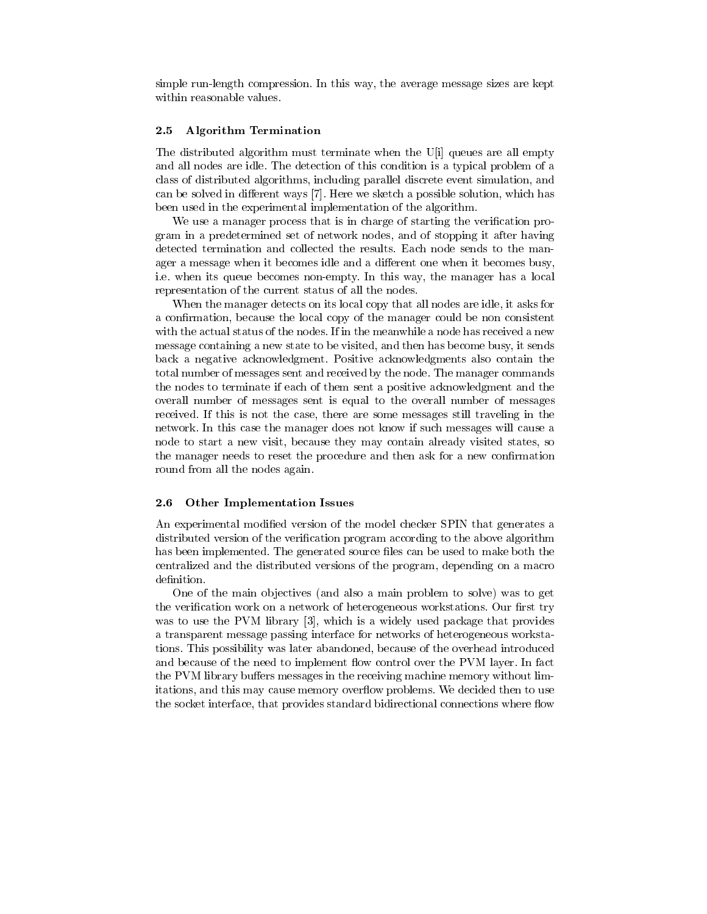simple run-length compression. In this way, the average message sizes are kept within reasonable values.

### 2.5 Algorithm Termination

The distributed algorithm must terminate when the U[i] queues are all empty and all nodes are idle. The detection of this condition is a typical problem of a class of distributed algorithms, including parallel discrete event simulation, and can be solved in different ways [7]. Here we sketch a possible solution, which has been used in the experimental implementation of the algorithm.

We use a manager process that is in charge of starting the verification program in a predetermined set of network nodes, and of stopping it after having detected termination and collected the results. Each node sends to the manager a message when it becomes idle and a different one when it becomes busy, i.e. when its queue becomes non-empty. In this way, the manager has a local representation of the current status of all the nodes.

When the manager detects on its local copy that all nodes are idle, it asks for a confirmation, because the local copy of the manager could be non consistent with the actual status of the nodes. If in the meanwhile a node has received a new message containing a new state to be visited, and then has become busy, it sends back a negative acknowledgment. Positive acknowledgments also contain the total number of messages sent and received by the node. The manager commands the nodes to terminate if each of them sent a positive acknowledgment and the overall number of messages sent is equal to the overall number of messages received. If this is not the case, there are some messages still traveling in the network. In this case the manager does not know if such messages will cause a node to start a new visit, because they may contain already visited states, so the manager needs to reset the procedure and then ask for a new confirmation round from all the nodes again.

### 2.6 Other Implementation Issues

An experimental modified version of the model checker SPIN that generates a distributed version of the verification program according to the above algorithm has been implemented. The generated source files can be used to make both the centralized and the distributed versions of the program, depending on a macro definition.

One of the main objectives (and also a main problem to solve) was to get the verification work on a network of heterogeneous workstations. Our first try was to use the PVM library [3], which is a widely used package that provides a transparent message passing interface for networks of heterogeneous workstations. This possibility was later abandoned, because of the overhead introduced and because of the need to implement flow control over the PVM layer. In fact the PVM library buffers messages in the receiving machine memory without limitations, and this may cause memory overflow problems. We decided then to use the socket interface, that provides standard bidirectional connections where flow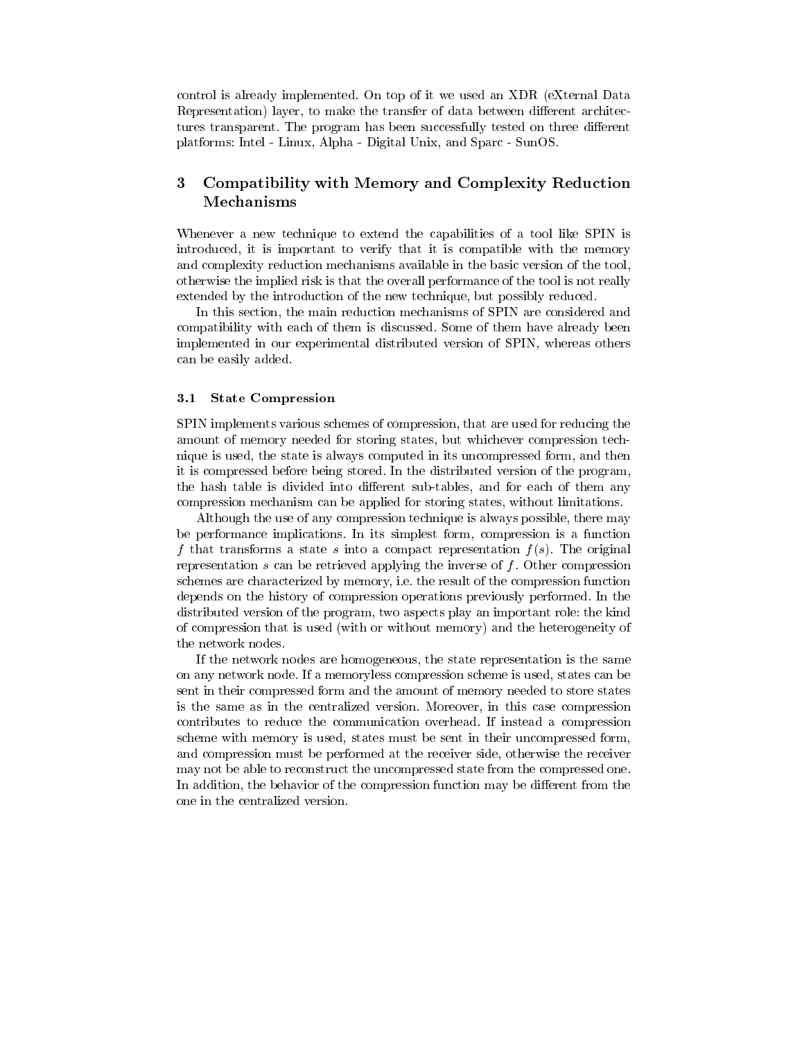control is already implemented. On top of it we used an XDR (eXternal Data Representation) layer, to make the transfer of data between different architectures transparent. The program has been successfully tested on three different platforms: Intel - Linux, Alpha - Digital Unix, and Sparc - SunOS.

## 3 Compatibility with Memory and Complexity Reduction Mechanisms

Whenever a new technique to extend the capabilities of a tool like SPIN is introduced, it is important to verify that it is compatible with the memory and complexity reduction mechanisms available in the basic version of the tool, otherwise the implied risk is that the overall performance of the tool is not really extended by the introduction of the new technique, but possibly reduced.

In this section, the main reduction mechanisms of SPIN are considered and compatibility with each of them is discussed. Some of them have already been implemented in our experimental distributed version of SPIN, whereas others can be easily added.

### 3.1 State Compression

SPIN implements various schemes of compression, that are used for reducing the amount of memory needed for storing states, but whichever compression technique is used, the state is always computed in its uncompressed form, and then it is compressed before being stored. In the distributed version of the program, the hash table is divided into different sub-tables, and for each of them any compression mechanism can be applied for storing states, without limitations.

Although the use of any compression technique is always possible, there may be performance implications. In its simplest form, compression is a function $f$ that transforms a state $s$ into a compact representation $f(s)$. The original representation $s$ can be retrieved applying the inverse of $f$. Other compression schemes are characterized by memory, i.e. the result of the compression function depends on the history of compression operations previously performed. In the distributed version of the program, two aspects play an important role: the kind of compression that is used (with or without memory) and the heterogeneity of the network nodes.

If the network nodes are homogeneous, the state representation is the same on any network node. If a memoryless compression scheme is used, states can be sent in their compressed form and the amount of memory needed to store states is the same as in the centralized version. Moreover, in this case compression contributes to reduce the communication overhead. If instead a compression scheme with memory is used, states must be sent in their uncompressed form, and compression must be performed at the receiver side, otherwise the receiver may not be able to reconstruct the uncompressed state from the compressed one. In addition, the behavior of the compression function may be different from the one in the centralized version.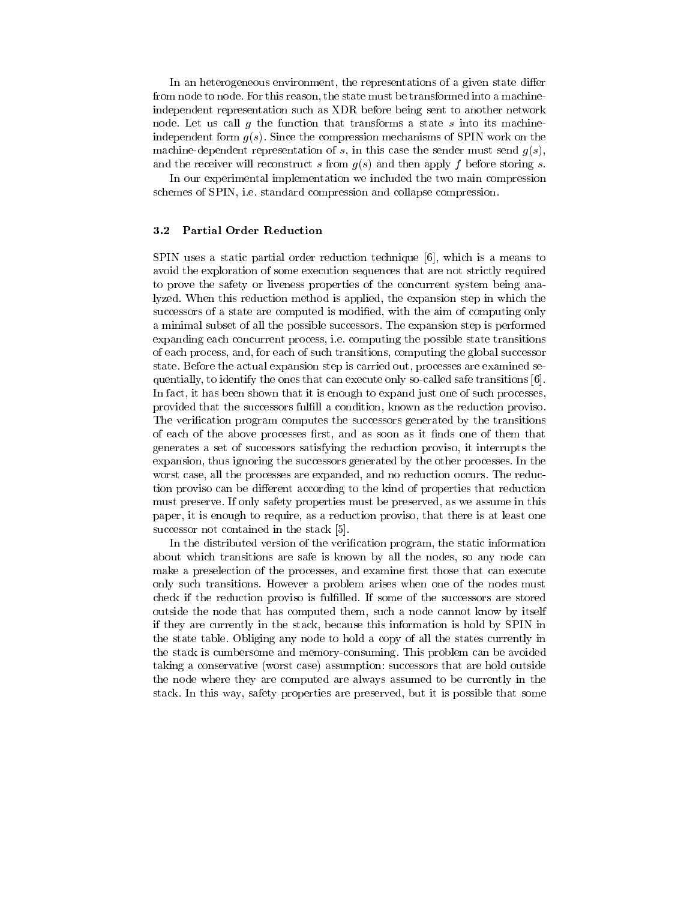In an heterogeneous environment, the representations of a given state differ from node to node. For this reason, the state must be transformed into a machine-independent representation such as XDR before being sent to another network node. Let us call $g$ the function that transforms a state $s$ into its machine-independent form $g(s)$. Since the compression mechanisms of SPIN work on the machine-dependent representation of $s$, in this case the sender must send $g(s)$, and the receiver will reconstruct $s$ from $g(s)$ and then apply $f$ before storing $s$.

In our experimental implementation we included the two main compression schemes of SPIN, i.e. standard compression and collapse compression.

### 3.2 Partial Order Reduction

SPIN uses a static partial order reduction technique [6], which is a means to avoid the exploration of some execution sequences that are not strictly required to prove the safety or liveness properties of the concurrent system being analyzed. When this reduction method is applied, the expansion step in which the successors of a state are computed is modified, with the aim of computing only a minimal subset of all the possible successors. The expansion step is performed expanding each concurrent process, i.e. computing the possible state transitions of each process, and, for each of such transitions, computing the global successor state. Before the actual expansion step is carried out, processes are examined sequentially, to identify the ones that can execute only so-called safe transitions [6]. In fact, it has been shown that it is enough to expand just one of such processes, provided that the successors fulfill a condition, known as the reduction proviso. The verification program computes the successors generated by the transitions of each of the above processes first, and as soon as it finds one of them that generates a set of successors satisfying the reduction proviso, it interrupts the expansion, thus ignoring the successors generated by the other processes. In the worst case, all the processes are expanded, and no reduction occurs. The reduction proviso can be different according to the kind of properties that reduction must preserve. If only safety properties must be preserved, as we assume in this paper, it is enough to require, as a reduction proviso, that there is at least one successor not contained in the stack [5].

In the distributed version of the verification program, the static information about which transitions are safe is known by all the nodes, so any node can make a preselection of the processes, and examine first those that can execute only such transitions. However a problem arises when one of the nodes must check if the reduction proviso is fulfilled. If some of the successors are stored outside the node that has computed them, such a node cannot know by itself if they are currently in the stack, because this information is hold by SPIN in the state table. Obliging any node to hold a copy of all the states currently in the stack is cumbersome and memory-consuming. This problem can be avoided taking a conservative (worst case) assumption: successors that are hold outside the node where they are computed are always assumed to be currently in the stack. In this way, safety properties are preserved, but it is possible that some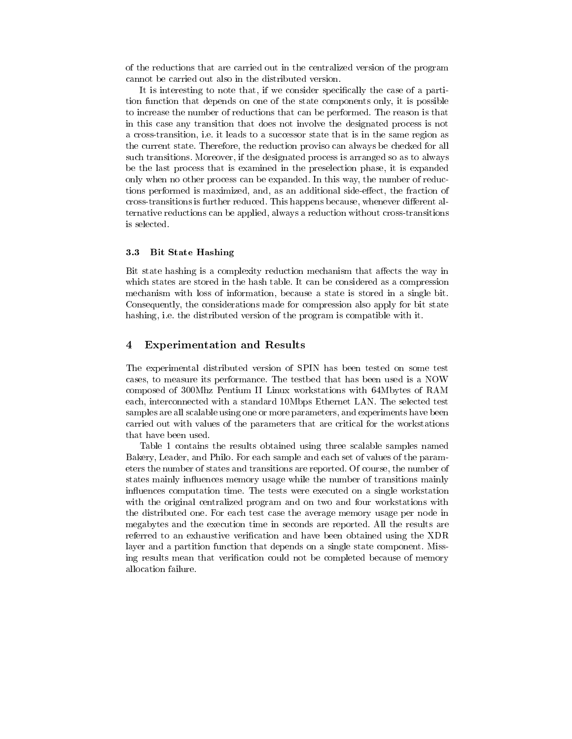of the reductions that are carried out in the centralized version of the program cannot be carried out also in the distributed version.

It is interesting to note that, if we consider specifically the case of a partition function that depends on one of the state components only, it is possible to increase the number of reductions that can be performed. The reason is that in this case any transition that does not involve the designated process is not a cross-transition, i.e. it leads to a successor state that is in the same region as the current state. Therefore, the reduction proviso can always be checked for all such transitions. Moreover, if the designated process is arranged so as to always be the last process that is examined in the preselection phase, it is expanded only when no other process can be expanded. In this way, the number of reductions performed is maximized, and, as an additional side-effect, the fraction of cross-transitions is further reduced. This happens because, whenever different alternative reductions can be applied, always a reduction without cross-transitions is selected.

### 3.3 Bit State Hashing

Bit state hashing is a complexity reduction mechanism that affects the way in which states are stored in the hash table. It can be considered as a compression mechanism with loss of information, because a state is stored in a single bit. Consequently, the considerations made for compression also apply for bit state hashing, i.e. the distributed version of the program is compatible with it.

## 4 Experimentation and Results

The experimental distributed version of SPIN has been tested on some test cases, to measure its performance. The testbed that has been used is a NOW composed of 300Mhz Pentium II Linux workstations with 64Mbytes of RAM each, interconnected with a standard 10Mbps Ethernet LAN. The selected test samples are all scalable using one or more parameters, and experiments have been carried out with values of the parameters that are critical for the workstations that have been used.

Table 1 contains the results obtained using three scalable samples named Bakery, Leader, and Philo. For each sample and each set of values of the parameters the number of states and transitions are reported. Of course, the number of states mainly influences memory usage while the number of transitions mainly influences computation time. The tests were executed on a single workstation with the original centralized program and on two and four workstations with the distributed one. For each test case the average memory usage per node in megabytes and the execution time in seconds are reported. All the results are referred to an exhaustive verification and have been obtained using the XDR layer and a partition function that depends on a single state component. Missing results mean that verification could not be completed because of memory allocation failure.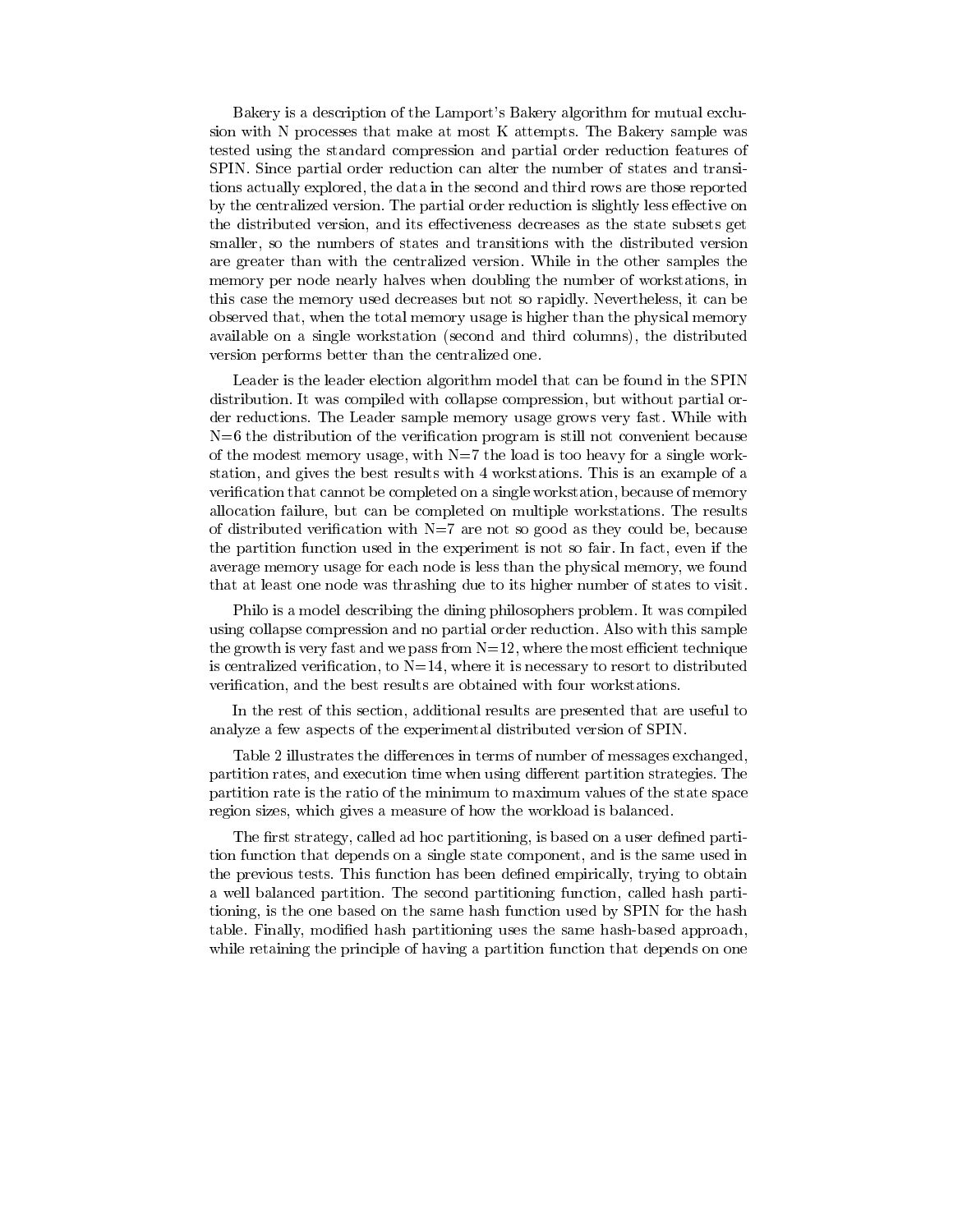Bakery is a description of the Lamport's Bakery algorithm for mutual exclusion with N processes that make at most K attempts. The Bakery sample was tested using the standard compression and partial order reduction features of SPIN. Since partial order reduction can alter the number of states and transitions actually explored, the data in the second and third rows are those reported by the centralized version. The partial order reduction is slightly less effective on the distributed version, and its effectiveness decreases as the state subsets get smaller, so the numbers of states and transitions with the distributed version are greater than with the centralized version. While in the other samples the memory per node nearly halves when doubling the number of workstations, in this case the memory used decreases but not so rapidly. Nevertheless, it can be observed that, when the total memory usage is higher than the physical memory available on a single workstation (second and third columns), the distributed version performs better than the centralized one.

Leader is the leader election algorithm model that can be found in the SPIN distribution. It was compiled with collapse compression, but without partial order reductions. The Leader sample memory usage grows very fast. While with N=6 the distribution of the verification program is still not convenient because of the modest memory usage, with N=7 the load is too heavy for a single workstation, and gives the best results with 4 workstations. This is an example of a verification that cannot be completed on a single workstation, because of memory allocation failure, but can be completed on multiple workstations. The results of distributed verification with N=7 are not so good as they could be, because the partition function used in the experiment is not so fair. In fact, even if the average memory usage for each node is less than the physical memory, we found that at least one node was thrashing due to its higher number of states to visit.

Philo is a model describing the dining philosophers problem. It was compiled using collapse compression and no partial order reduction. Also with this sample the growth is very fast and we pass from N=12, where the most efficient technique is centralized verification, to N=14, where it is necessary to resort to distributed verification, and the best results are obtained with four workstations.

In the rest of this section, additional results are presented that are useful to analyze a few aspects of the experimental distributed version of SPIN.

Table 2 illustrates the differences in terms of number of messages exchanged, partition rates, and execution time when using different partition strategies. The partition rate is the ratio of the minimum to maximum values of the state space region sizes, which gives a measure of how the workload is balanced.

The first strategy, called ad hoc partitioning, is based on a user defined partition function that depends on a single state component, and is the same used in the previous tests. This function has been defined empirically, trying to obtain a well balanced partition. The second partitioning function, called hash partitioning, is the one based on the same hash function used by SPIN for the hash table. Finally, modified hash partitioning uses the same hash-based approach, while retaining the principle of having a partition function that depends on one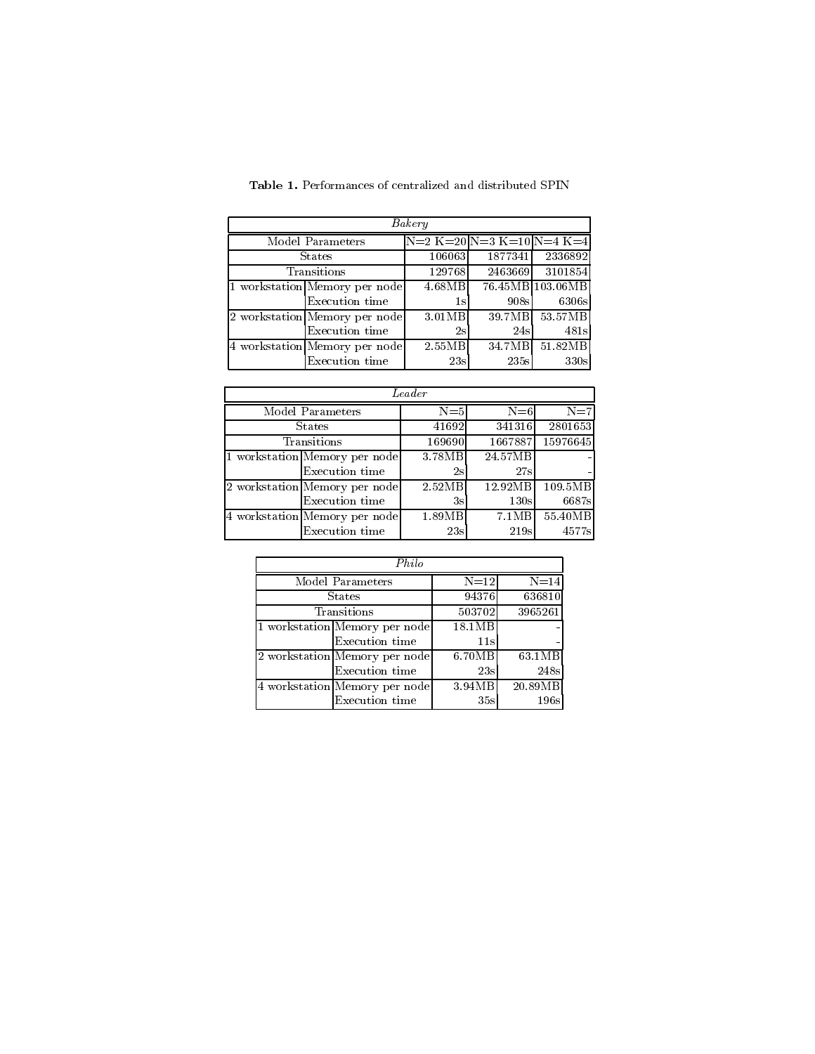**Table 1.** Performances of centralized and distributed SPIN

| *Bakery* | | | | |
|---|---|---|---|---|
| Model Parameters | | N=2 K=20 | N=3 K=10 | N=4 K=4 |
| States | | 106063 | 1877341 | 2336892 |
| Transitions | | 129768 | 2463669 | 3101854 |
| 1 workstation | Memory per node | 4.68MB | 76.45MB | 103.06MB |
| | Execution time | 1s | 908s | 6306s |
| 2 workstation | Memory per node | 3.01MB | 39.7MB | 53.57MB |
| | Execution time | 2s | 24s | 481s |
| 4 workstation | Memory per node | 2.55MB | 34.7MB | 51.82MB |
| | Execution time | 23s | 235s | 330s |

| *Leader* | | | | |
|---|---|---|---|---|
| Model Parameters | | N=5 | N=6 | N=7 |
| States | | 41692 | 341316 | 2801653 |
| Transitions | | 169690 | 1667887 | 15976645 |
| 1 workstation | Memory per node | 3.78MB | 24.57MB | - |
| | Execution time | 2s | 27s | - |
| 2 workstation | Memory per node | 2.52MB | 12.92MB | 109.5MB |
| | Execution time | 3s | 130s | 6687s |
| 4 workstation | Memory per node | 1.89MB | 7.1MB | 55.40MB |
| | Execution time | 23s | 219s | 4577s |

| *Philo* | | | |
|---|---|---|---|
| Model Parameters | | N=12 | N=14 |
| States | | 94376 | 636810 |
| Transitions | | 503702 | 3965261 |
| 1 workstation | Memory per node | 18.1MB | - |
| | Execution time | 11s | - |
| 2 workstation | Memory per node | 6.70MB | 63.1MB |
| | Execution time | 23s | 248s |
| 4 workstation | Memory per node | 3.94MB | 20.89MB |
| | Execution time | 35s | 196s |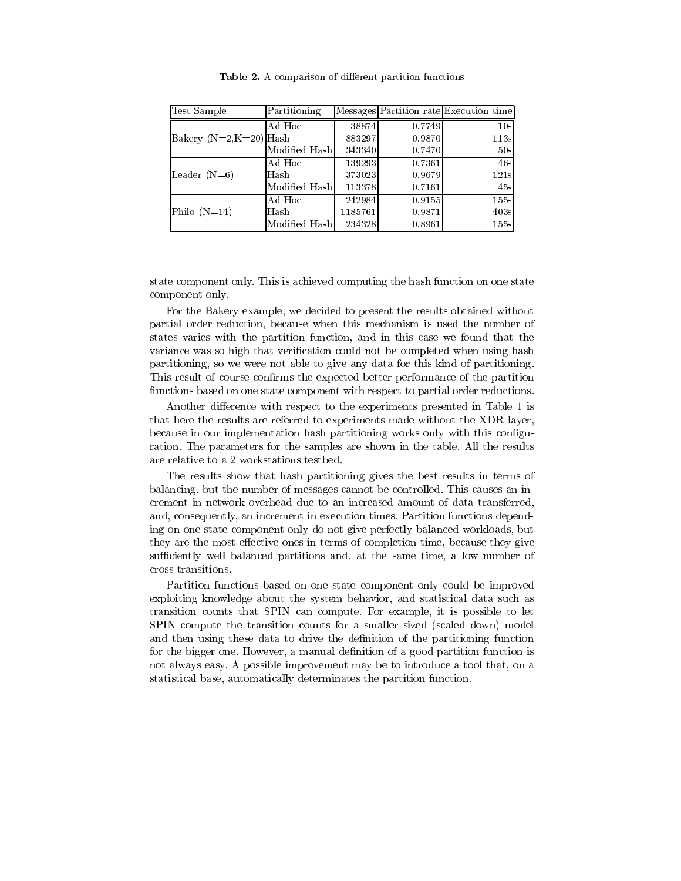**Table 2.** A comparison of different partition functions

| Test Sample | Partitioning | Messages | Partition rate | Execution time |
|---|---|---|---|---|
| Bakery (N=2,K=20) | Ad Hoc | 38874 | 0.7749 | 10s |
| | Hash | 883297 | 0.9870 | 113s |
| | Modified Hash | 343340 | 0.7470 | 50s |
| Leader (N=6) | Ad Hoc | 139293 | 0.7361 | 46s |
| | Hash | 373023 | 0.9679 | 121s |
| | Modified Hash | 113378 | 0.7161 | 45s |
| Philo (N=14) | Ad Hoc | 242984 | 0.9155 | 155s |
| | Hash | 1185761 | 0.9871 | 403s |
| | Modified Hash | 234328 | 0.8961 | 155s |

state component only. This is achieved computing the hash function on one state component only.

For the Bakery example, we decided to present the results obtained without partial order reduction, because when this mechanism is used the number of states varies with the partition function, and in this case we found that the variance was so high that verification could not be completed when using hash partitioning, so we were not able to give any data for this kind of partitioning. This result of course confirms the expected better performance of the partition functions based on one state component with respect to partial order reductions.

Another difference with respect to the experiments presented in Table 1 is that here the results are referred to experiments made without the XDR layer, because in our implementation hash partitioning works only with this configuration. The parameters for the samples are shown in the table. All the results are relative to a 2 workstations testbed.

The results show that hash partitioning gives the best results in terms of balancing, but the number of messages cannot be controlled. This causes an increment in network overhead due to an increased amount of data transferred, and, consequently, an increment in execution times. Partition functions depending on one state component only do not give perfectly balanced workloads, but they are the most effective ones in terms of completion time, because they give sufficiently well balanced partitions and, at the same time, a low number of cross-transitions.

Partition functions based on one state component only could be improved exploiting knowledge about the system behavior, and statistical data such as transition counts that SPIN can compute. For example, it is possible to let SPIN compute the transition counts for a smaller sized (scaled down) model and then using these data to drive the definition of the partitioning function for the bigger one. However, a manual definition of a good partition function is not always easy. A possible improvement may be to introduce a tool that, on a statistical base, automatically determinates the partition function.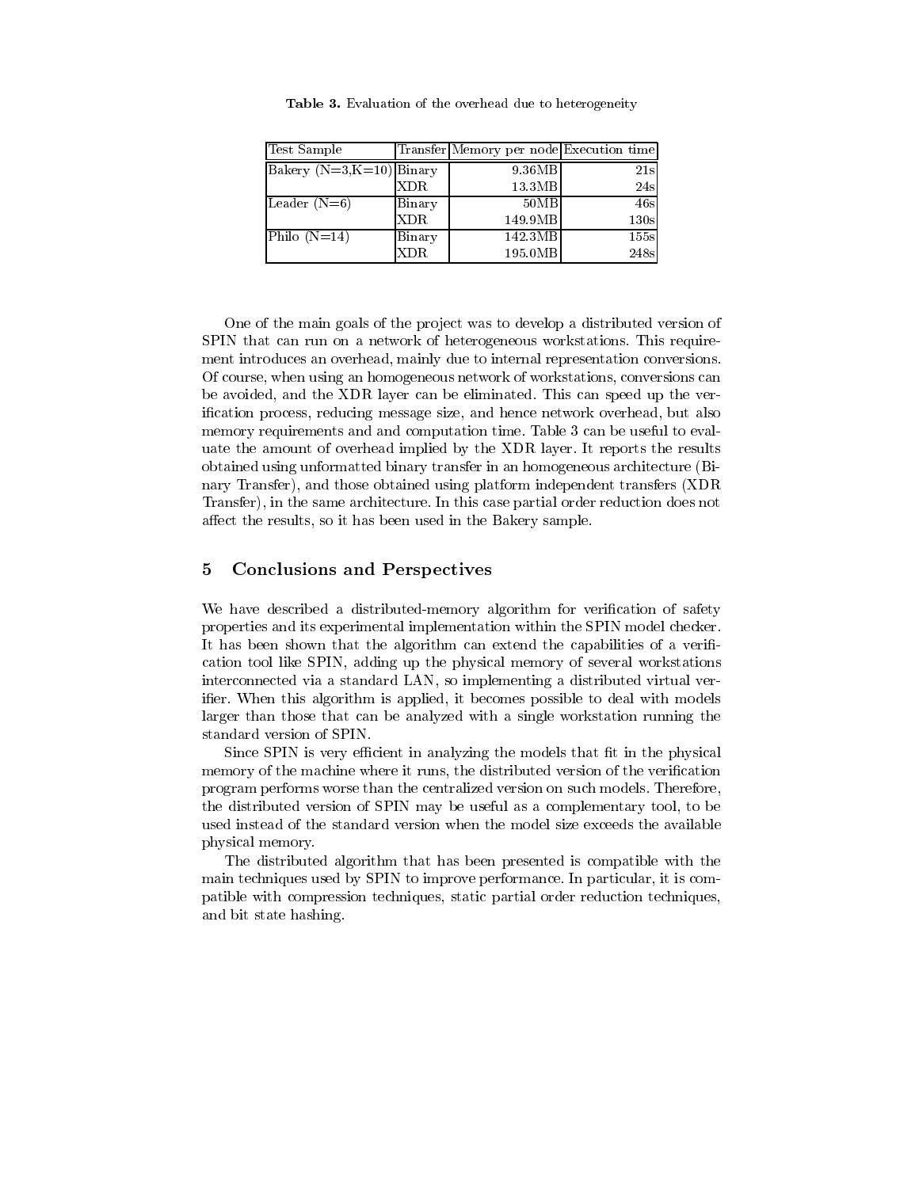**Table 3.** Evaluation of the overhead due to heterogeneity

| Test Sample | Transfer | Memory per node | Execution time |
|---|---|---|---|
| Bakery (N=3,K=10) | Binary | 9.36MB | 21s |
| | XDR | 13.3MB | 24s |
| Leader (N=6) | Binary | 50MB | 46s |
| | XDR | 149.9MB | 130s |
| Philo (N=14) | Binary | 142.3MB | 155s |
| | XDR | 195.0MB | 248s |

One of the main goals of the project was to develop a distributed version of SPIN that can run on a network of heterogeneous workstations. This requirement introduces an overhead, mainly due to internal representation conversions. Of course, when using an homogeneous network of workstations, conversions can be avoided, and the XDR layer can be eliminated. This can speed up the verification process, reducing message size, and hence network overhead, but also memory requirements and and computation time. Table 3 can be useful to evaluate the amount of overhead implied by the XDR layer. It reports the results obtained using unformatted binary transfer in an homogeneous architecture (Binary Transfer), and those obtained using platform independent transfers (XDR Transfer), in the same architecture. In this case partial order reduction does not affect the results, so it has been used in the Bakery sample.

## 5 Conclusions and Perspectives

We have described a distributed-memory algorithm for verification of safety properties and its experimental implementation within the SPIN model checker. It has been shown that the algorithm can extend the capabilities of a verification tool like SPIN, adding up the physical memory of several workstations interconnected via a standard LAN, so implementing a distributed virtual verifier. When this algorithm is applied, it becomes possible to deal with models larger than those that can be analyzed with a single workstation running the standard version of SPIN.

Since SPIN is very efficient in analyzing the models that fit in the physical memory of the machine where it runs, the distributed version of the verification program performs worse than the centralized version on such models. Therefore, the distributed version of SPIN may be useful as a complementary tool, to be used instead of the standard version when the model size exceeds the available physical memory.

The distributed algorithm that has been presented is compatible with the main techniques used by SPIN to improve performance. In particular, it is compatible with compression techniques, static partial order reduction techniques, and bit state hashing.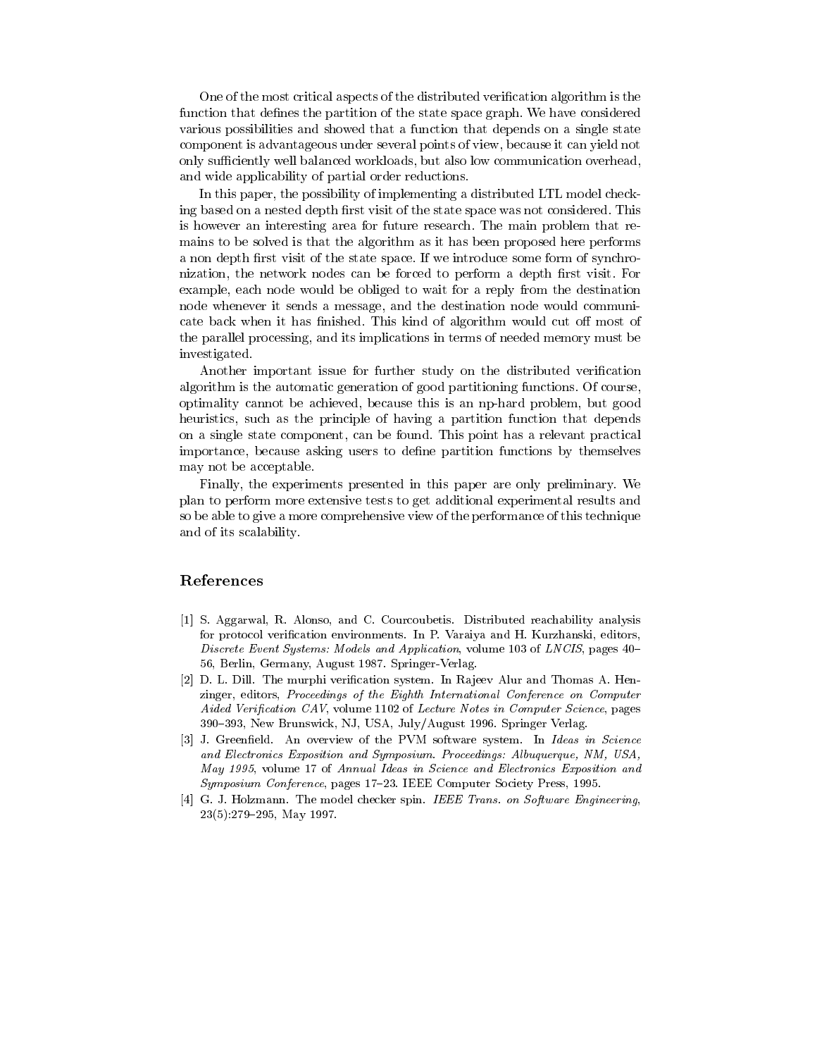One of the most critical aspects of the distributed verification algorithm is the function that defines the partition of the state space graph. We have considered various possibilities and showed that a function that depends on a single state component is advantageous under several points of view, because it can yield not only sufficiently well balanced workloads, but also low communication overhead, and wide applicability of partial order reductions.

In this paper, the possibility of implementing a distributed LTL model checking based on a nested depth first visit of the state space was not considered. This is however an interesting area for future research. The main problem that remains to be solved is that the algorithm as it has been proposed here performs a non depth first visit of the state space. If we introduce some form of synchronization, the network nodes can be forced to perform a depth first visit. For example, each node would be obliged to wait for a reply from the destination node whenever it sends a message, and the destination node would communicate back when it has finished. This kind of algorithm would cut off most of the parallel processing, and its implications in terms of needed memory must be investigated.

Another important issue for further study on the distributed verification algorithm is the automatic generation of good partitioning functions. Of course, optimality cannot be achieved, because this is an np-hard problem, but good heuristics, such as the principle of having a partition function that depends on a single state component, can be found. This point has a relevant practical importance, because asking users to define partition functions by themselves may not be acceptable.

Finally, the experiments presented in this paper are only preliminary. We plan to perform more extensive tests to get additional experimental results and so be able to give a more comprehensive view of the performance of this technique and of its scalability.

## References

[1] S. Aggarwal, R. Alonso, and C. Courcoubetis. Distributed reachability analysis for protocol verification environments. In P. Varaiya and H. Kurzhanski, editors, *Discrete Event Systems: Models and Application*, volume 103 of *LNCIS*, pages 40–56, Berlin, Germany, August 1987. Springer-Verlag.

[2] D. L. Dill. The murphi verification system. In Rajeev Alur and Thomas A. Henzinger, editors, *Proceedings of the Eighth International Conference on Computer Aided Verification CAV*, volume 1102 of *Lecture Notes in Computer Science*, pages 390–393, New Brunswick, NJ, USA, July/August 1996. Springer Verlag.

[3] J. Greenfield. An overview of the PVM software system. In *Ideas in Science and Electronics Exposition and Symposium. Proceedings: Albuquerque, NM, USA, May 1995*, volume 17 of *Annual Ideas in Science and Electronics Exposition and Symposium Conference*, pages 17–23. IEEE Computer Society Press, 1995.

[4] G. J. Holzmann. The model checker spin. *IEEE Trans. on Software Engineering*, 23(5):279–295, May 1997.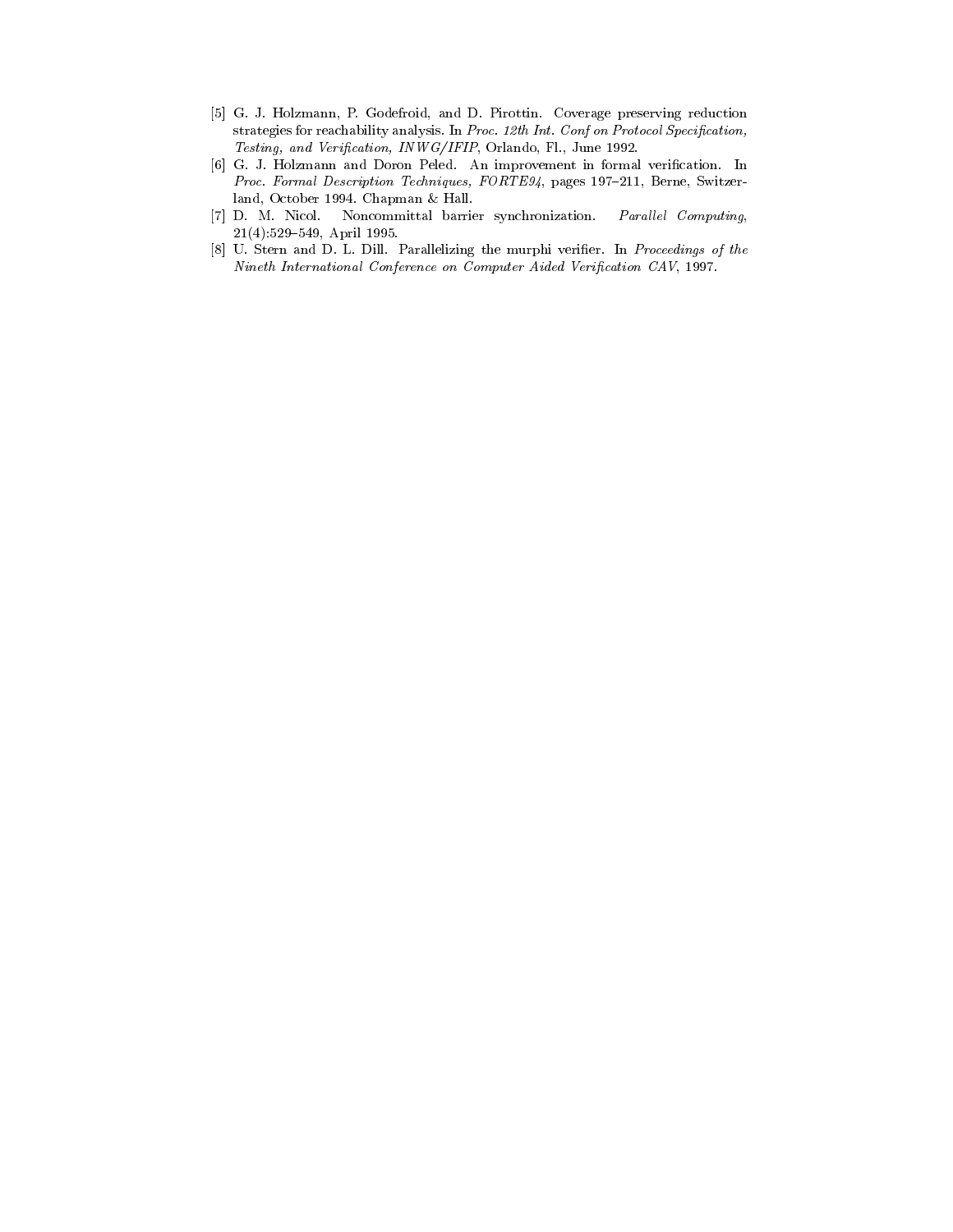[5] G. J. Holzmann, P. Godefroid, and D. Pirottin. Coverage preserving reduction strategies for reachability analysis. In *Proc. 12th Int. Conf on Protocol Specification, Testing, and Verification, INWG/IFIP*, Orlando, Fl., June 1992.

[6] G. J. Holzmann and Doron Peled. An improvement in formal verification. In *Proc. Formal Description Techniques, FORTE94*, pages 197–211, Berne, Switzerland, October 1994. Chapman & Hall.

[7] D. M. Nicol. Noncommittal barrier synchronization. *Parallel Computing*, 21(4):529–549, April 1995.

[8] U. Stern and D. L. Dill. Parallelizing the murphi verifier. In *Proceedings of the Nineth International Conference on Computer Aided Verification CAV*, 1997.